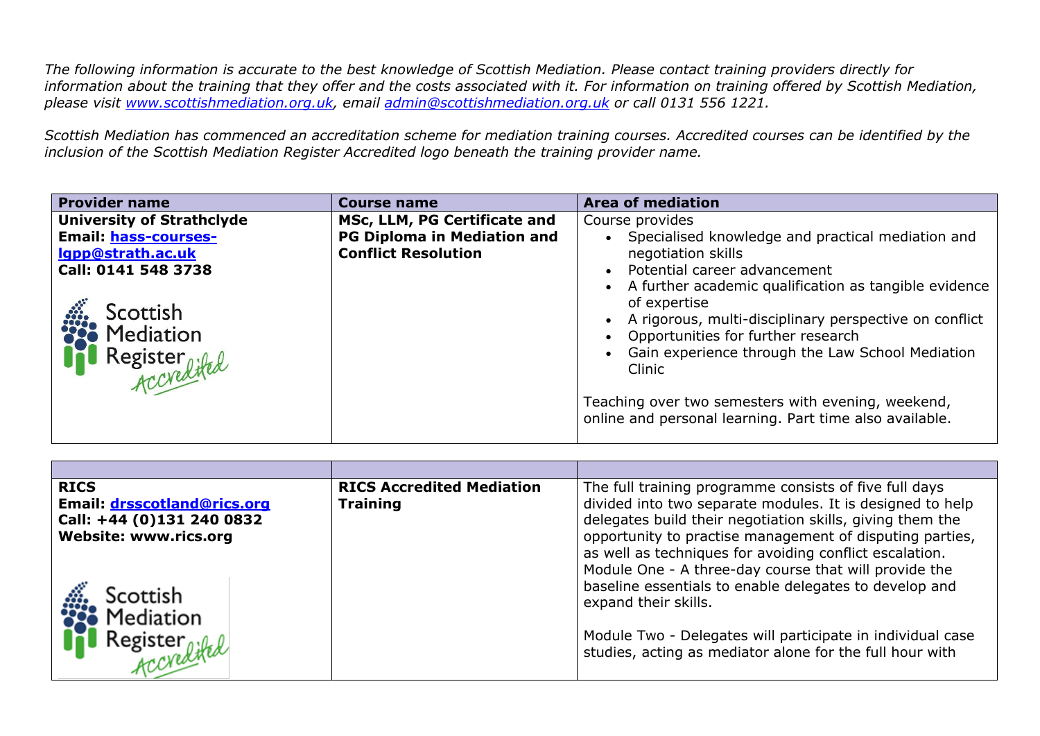*The following information is accurate to the best knowledge of Scottish Mediation. Please contact training providers directly for information about the training that they offer and the costs associated with it. For information on training offered by Scottish Mediation, please visit [www.scottishmediation.org.uk](http://www.scottishmediation.org.uk), email [admin@scottishmediation.org.uk](mailto:admin@scottishmediation.org.uk) or call 0131 556 1221.*

*Scottish Mediation has commenced an accreditation scheme for mediation training courses. Accredited courses can be identified by the inclusion of the Scottish Mediation Register Accredited logo beneath the training provider name.*

| Provider name | Course name | Area of mediation |
|---|---|---|
| **University of Strathclyde**<br>**Email: [hass-courses-lgpp@strath.ac.uk](mailto:hass-courses-lgpp@strath.ac.uk)**<br>**Call: 0141 548 3738**<br>Scottish Mediation Register Accredited | **MSc, LLM, PG Certificate and PG Diploma in Mediation and Conflict Resolution** | Course provides<br>• Specialised knowledge and practical mediation and negotiation skills<br>• Potential career advancement<br>• A further academic qualification as tangible evidence of expertise<br>• A rigorous, multi-disciplinary perspective on conflict<br>• Opportunities for further research<br>• Gain experience through the Law School Mediation Clinic<br><br>Teaching over two semesters with evening, weekend, online and personal learning. Part time also available. |

| | | |
|---|---|---|
| **RICS**<br>**Email: [drsscotland@rics.org](mailto:drsscotland@rics.org)**<br>**Call: +44 (0)131 240 0832**<br>**Website: www.rics.org**<br>Scottish Mediation Register Accredited | **RICS Accredited Mediation Training** | The full training programme consists of five full days divided into two separate modules. It is designed to help delegates build their negotiation skills, giving them the opportunity to practise management of disputing parties, as well as techniques for avoiding conflict escalation. Module One - A three-day course that will provide the baseline essentials to enable delegates to develop and expand their skills.<br><br>Module Two - Delegates will participate in individual case studies, acting as mediator alone for the full hour with |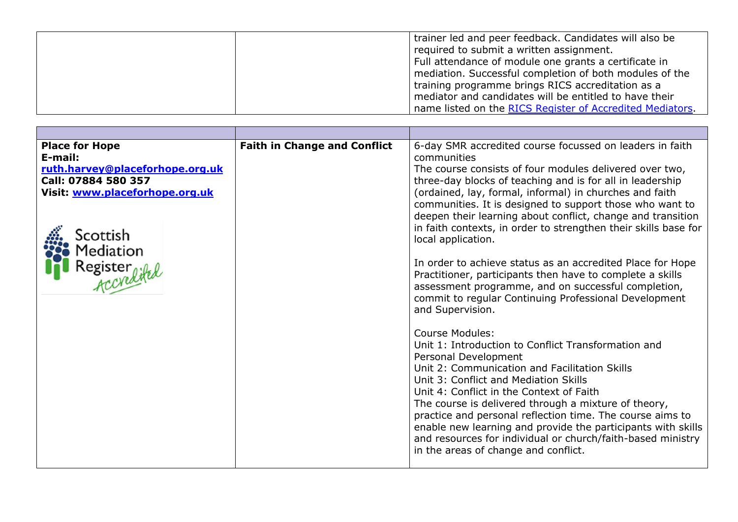| | | |
|---|---|---|
| | | trainer led and peer feedback. Candidates will also be required to submit a written assignment.<br>Full attendance of module one grants a certificate in mediation. Successful completion of both modules of the training programme brings RICS accreditation as a mediator and candidates will be entitled to have their name listed on the [RICS Register of Accredited Mediators](). |

| | | |
|---|---|---|
| **Place for Hope**<br>**E-mail:**<br>**[ruth.harvey@placeforhope.org.uk](mailto:ruth.harvey@placeforhope.org.uk)**<br>**Call: 07884 580 357**<br>**Visit: [www.placeforhope.org.uk](http://www.placeforhope.org.uk)**<br><br>Scottish Mediation Register Accredited | **Faith in Change and Conflict** | 6-day SMR accredited course focussed on leaders in faith communities<br>The course consists of four modules delivered over two, three-day blocks of teaching and is for all in leadership (ordained, lay, formal, informal) in churches and faith communities. It is designed to support those who want to deepen their learning about conflict, change and transition in faith contexts, in order to strengthen their skills base for local application.<br><br>In order to achieve status as an accredited Place for Hope Practitioner, participants then have to complete a skills assessment programme, and on successful completion, commit to regular Continuing Professional Development and Supervision.<br><br>Course Modules:<br>Unit 1: Introduction to Conflict Transformation and Personal Development<br>Unit 2: Communication and Facilitation Skills<br>Unit 3: Conflict and Mediation Skills<br>Unit 4: Conflict in the Context of Faith<br>The course is delivered through a mixture of theory, practice and personal reflection time. The course aims to enable new learning and provide the participants with skills and resources for individual or church/faith-based ministry in the areas of change and conflict. |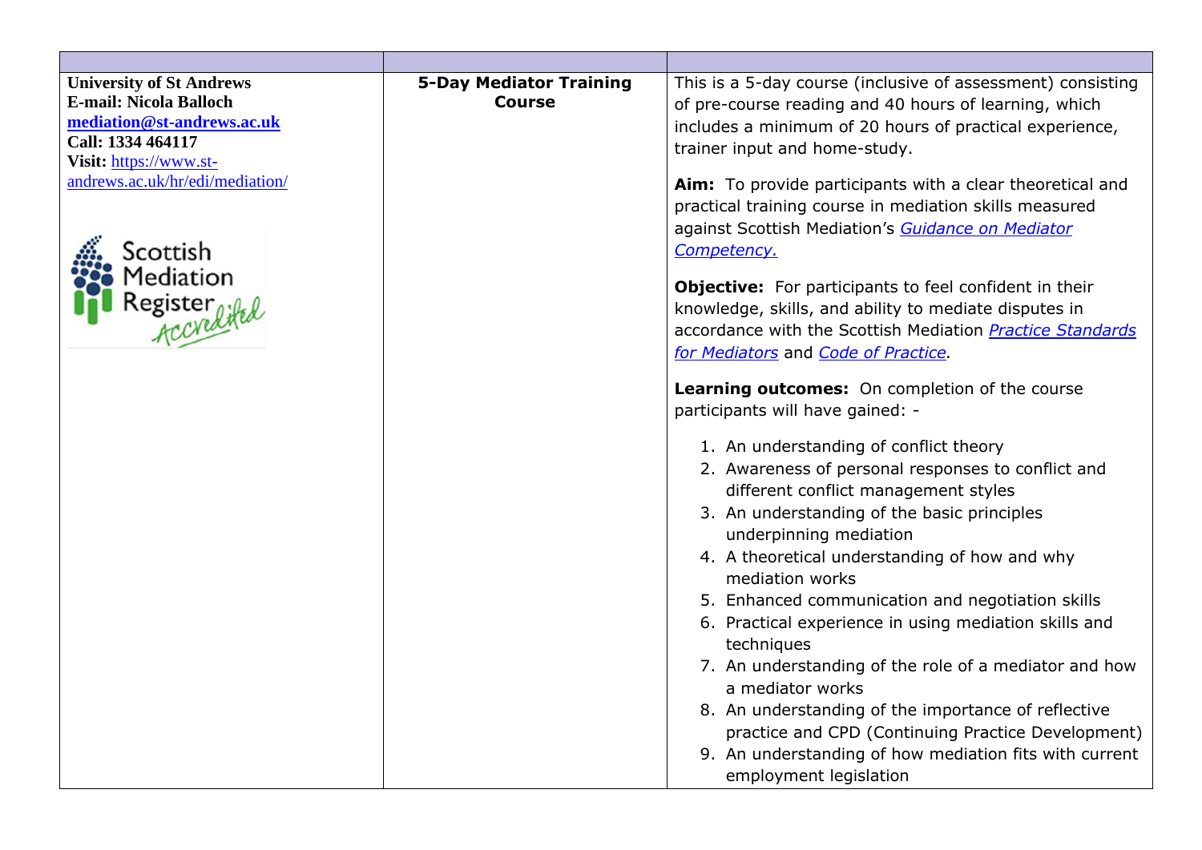| | | |
|---|---|---|
| **University of St Andrews**<br>**E-mail: Nicola Balloch**<br>**mediation@st-andrews.ac.uk**<br>**Call: 1334 464117**<br>**Visit:** https://www.st-andrews.ac.uk/hr/edi/mediation/<br><br>Scottish Mediation Register *Accredited* | **5-Day Mediator Training Course** | This is a 5-day course (inclusive of assessment) consisting of pre-course reading and 40 hours of learning, which includes a minimum of 20 hours of practical experience, trainer input and home-study.<br><br>**Aim:** To provide participants with a clear theoretical and practical training course in mediation skills measured against Scottish Mediation's *Guidance on Mediator Competency.*<br><br>**Objective:** For participants to feel confident in their knowledge, skills, and ability to mediate disputes in accordance with the Scottish Mediation *Practice Standards for Mediators* and *Code of Practice.*<br><br>**Learning outcomes:** On completion of the course participants will have gained: -<br><br>1. An understanding of conflict theory<br>2. Awareness of personal responses to conflict and different conflict management styles<br>3. An understanding of the basic principles underpinning mediation<br>4. A theoretical understanding of how and why mediation works<br>5. Enhanced communication and negotiation skills<br>6. Practical experience in using mediation skills and techniques<br>7. An understanding of the role of a mediator and how a mediator works<br>8. An understanding of the importance of reflective practice and CPD (Continuing Practice Development)<br>9. An understanding of how mediation fits with current employment legislation |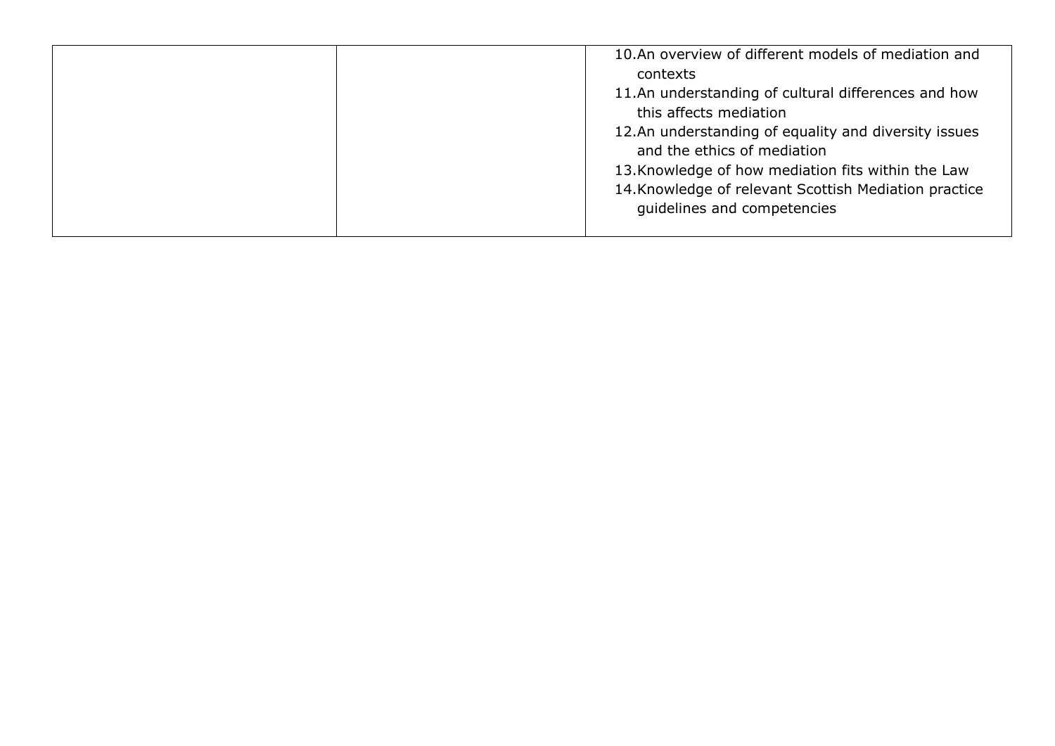|  |  |  |
|---|---|---|
|  |  | 10. An overview of different models of mediation and contexts<br>11. An understanding of cultural differences and how this affects mediation<br>12. An understanding of equality and diversity issues and the ethics of mediation<br>13. Knowledge of how mediation fits within the Law<br>14. Knowledge of relevant Scottish Mediation practice guidelines and competencies |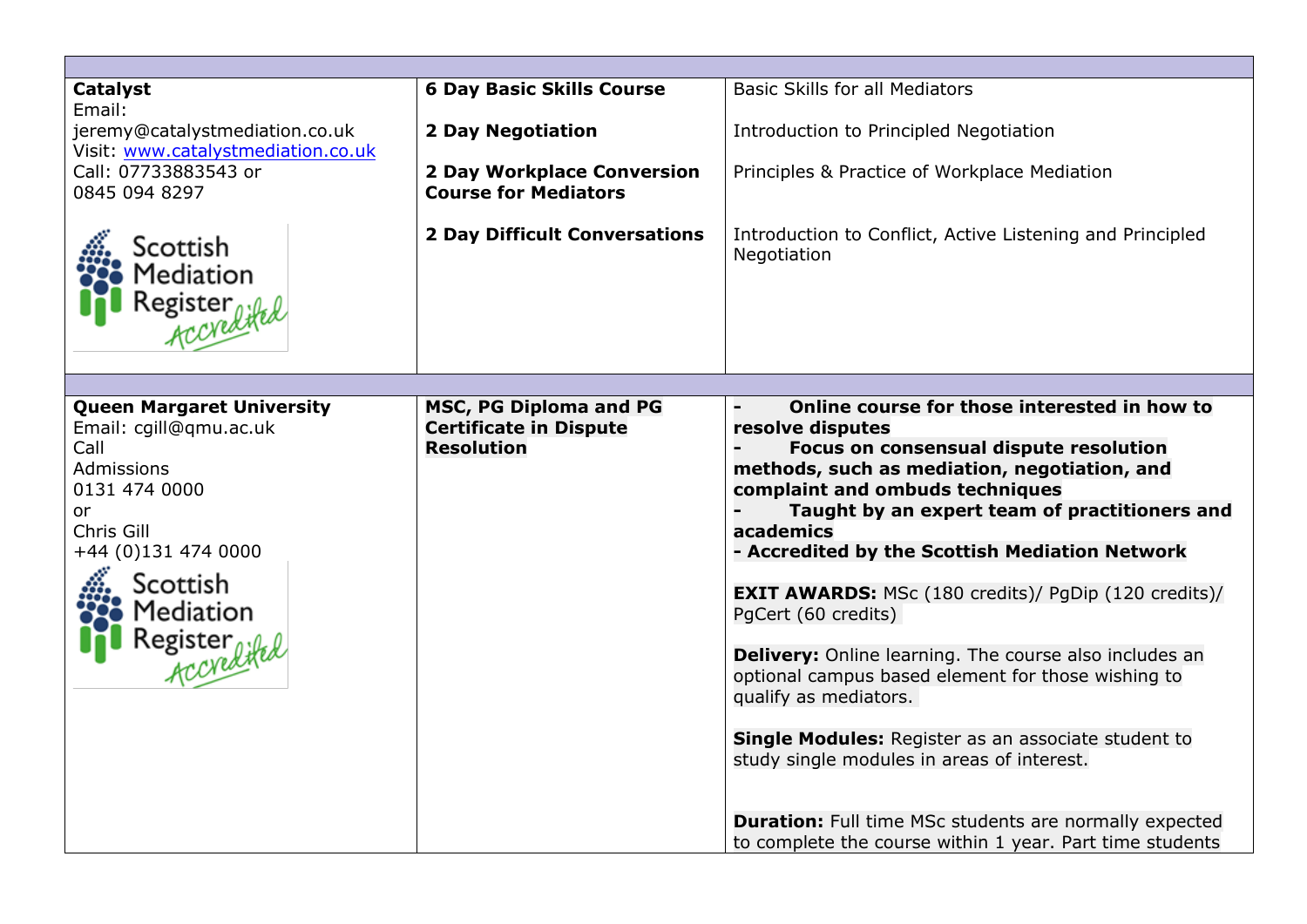| | | |
|---|---|---|
| **Catalyst**<br>Email:<br>jeremy@catalystmediation.co.uk<br>Visit: www.catalystmediation.co.uk<br>Call: 07733883543 or<br>0845 094 8297<br>Scottish Mediation Register Accredited | **6 Day Basic Skills Course**<br><br>**2 Day Negotiation**<br><br>**2 Day Workplace Conversion Course for Mediators**<br><br>**2 Day Difficult Conversations** | Basic Skills for all Mediators<br><br>Introduction to Principled Negotiation<br><br>Principles & Practice of Workplace Mediation<br><br>Introduction to Conflict, Active Listening and Principled Negotiation |
| | | |
| **Queen Margaret University**<br>Email: cgill@qmu.ac.uk<br>Call<br>Admissions<br>0131 474 0000<br>or<br>Chris Gill<br>+44 (0)131 474 0000<br>Scottish Mediation Register Accredited | **MSC, PG Diploma and PG Certificate in Dispute Resolution** | **- Online course for those interested in how to resolve disputes**<br>**- Focus on consensual dispute resolution methods, such as mediation, negotiation, and complaint and ombuds techniques**<br>**- Taught by an expert team of practitioners and academics**<br>**- Accredited by the Scottish Mediation Network**<br><br>**EXIT AWARDS:** MSc (180 credits)/ PgDip (120 credits)/ PgCert (60 credits)<br><br>**Delivery:** Online learning. The course also includes an optional campus based element for those wishing to qualify as mediators.<br><br>**Single Modules:** Register as an associate student to study single modules in areas of interest.<br><br>**Duration:** Full time MSc students are normally expected to complete the course within 1 year. Part time students |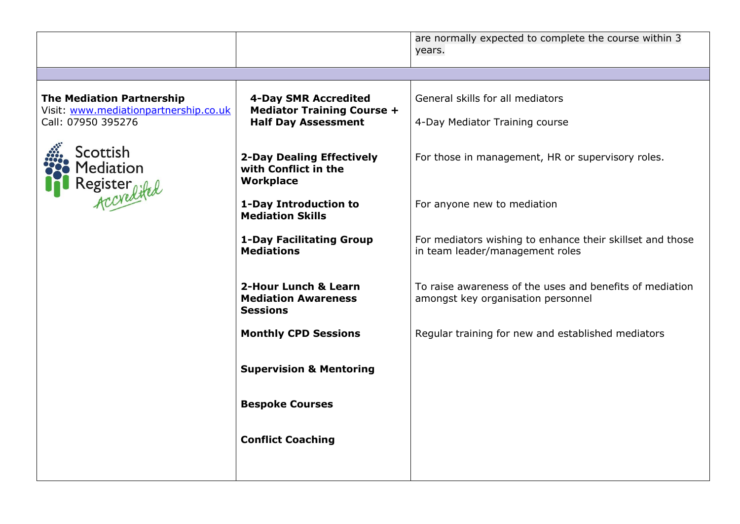| | | |
|---|---|---|
| | | are normally expected to complete the course within 3 years. |
| | | |
| **The Mediation Partnership**<br>Visit: www.mediationpartnership.co.uk<br>Call: 07950 395276<br><br>Scottish Mediation Register Accredited | **4-Day SMR Accredited Mediator Training Course + Half Day Assessment** | General skills for all mediators<br><br>4-Day Mediator Training course |
| | **2-Day Dealing Effectively with Conflict in the Workplace** | For those in management, HR or supervisory roles. |
| | **1-Day Introduction to Mediation Skills** | For anyone new to mediation |
| | **1-Day Facilitating Group Mediations** | For mediators wishing to enhance their skillset and those in team leader/management roles |
| | **2-Hour Lunch & Learn Mediation Awareness Sessions** | To raise awareness of the uses and benefits of mediation amongst key organisation personnel |
| | **Monthly CPD Sessions** | Regular training for new and established mediators |
| | **Supervision & Mentoring** | |
| | **Bespoke Courses** | |
| | **Conflict Coaching** | |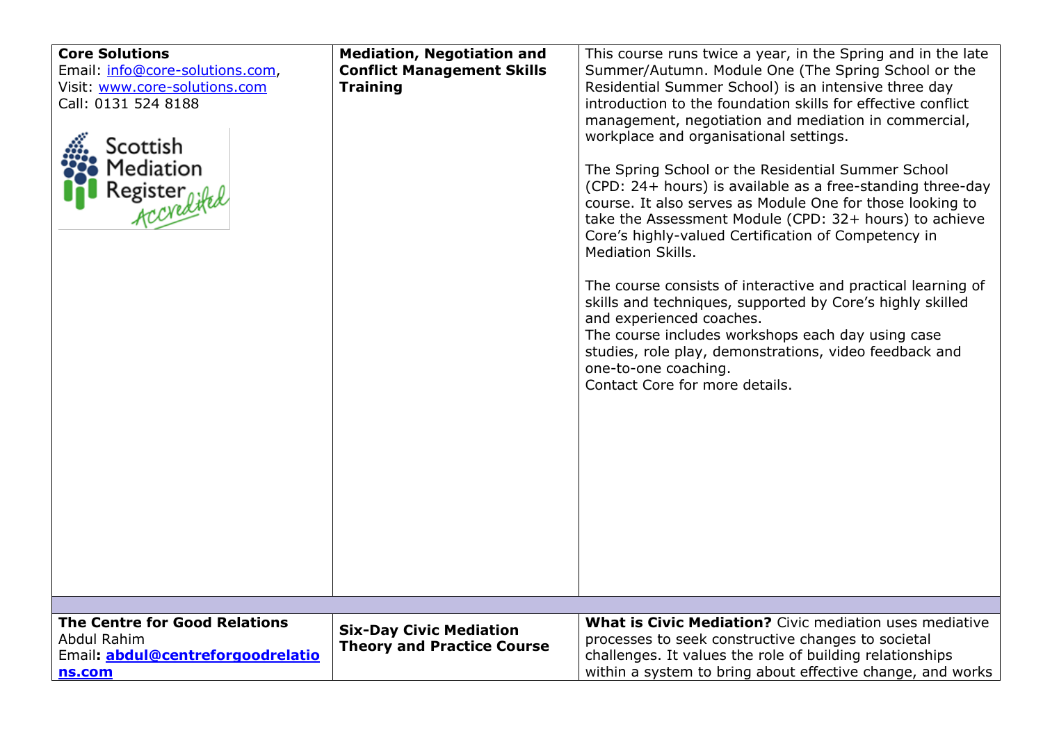| | | |
|---|---|---|
| **Core Solutions**<br>Email: info@core-solutions.com,<br>Visit: www.core-solutions.com<br>Call: 0131 524 8188<br><br>Scottish Mediation Register Accredited | **Mediation, Negotiation and Conflict Management Skills Training** | This course runs twice a year, in the Spring and in the late Summer/Autumn. Module One (The Spring School or the Residential Summer School) is an intensive three day introduction to the foundation skills for effective conflict management, negotiation and mediation in commercial, workplace and organisational settings.<br><br>The Spring School or the Residential Summer School (CPD: 24+ hours) is available as a free-standing three-day course. It also serves as Module One for those looking to take the Assessment Module (CPD: 32+ hours) to achieve Core's highly-valued Certification of Competency in Mediation Skills.<br><br>The course consists of interactive and practical learning of skills and techniques, supported by Core's highly skilled and experienced coaches.<br>The course includes workshops each day using case studies, role play, demonstrations, video feedback and one-to-one coaching.<br>Contact Core for more details. |
| | | |
| **The Centre for Good Relations**<br>Abdul Rahim<br>Email**: abdul@centreforgoodrelations.com** | **Six-Day Civic Mediation Theory and Practice Course** | **What is Civic Mediation?** Civic mediation uses mediative processes to seek constructive changes to societal challenges. It values the role of building relationships within a system to bring about effective change, and works |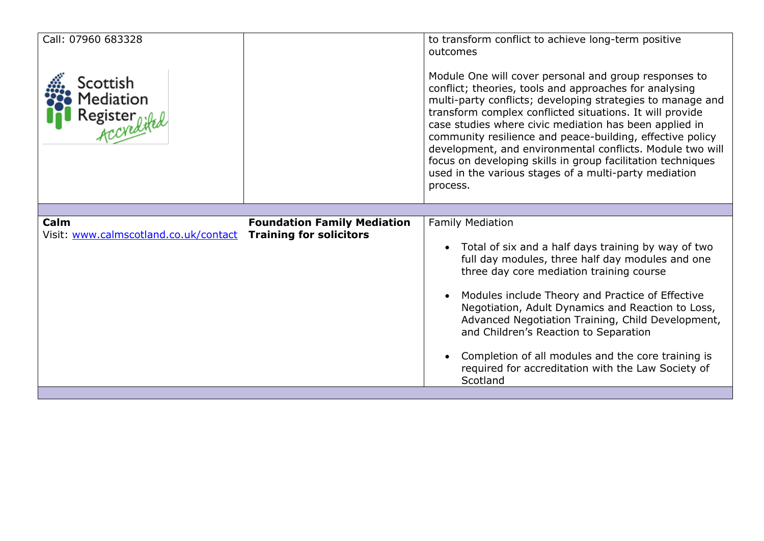| | | |
|---|---|---|
| Call: 07960 683328<br><br>Scottish Mediation Register Accredited | | to transform conflict to achieve long-term positive outcomes<br><br>Module One will cover personal and group responses to conflict; theories, tools and approaches for analysing multi-party conflicts; developing strategies to manage and transform complex conflicted situations. It will provide case studies where civic mediation has been applied in community resilience and peace-building, effective policy development, and environmental conflicts. Module two will focus on developing skills in group facilitation techniques used in the various stages of a multi-party mediation process. |
| | | |
| **Calm**<br>Visit: www.calmscotland.co.uk/contact | **Foundation Family Mediation Training for solicitors** | Family Mediation<br><br>• Total of six and a half days training by way of two full day modules, three half day modules and one three day core mediation training course<br><br>• Modules include Theory and Practice of Effective Negotiation, Adult Dynamics and Reaction to Loss, Advanced Negotiation Training, Child Development, and Children's Reaction to Separation<br><br>• Completion of all modules and the core training is required for accreditation with the Law Society of Scotland |
| | | |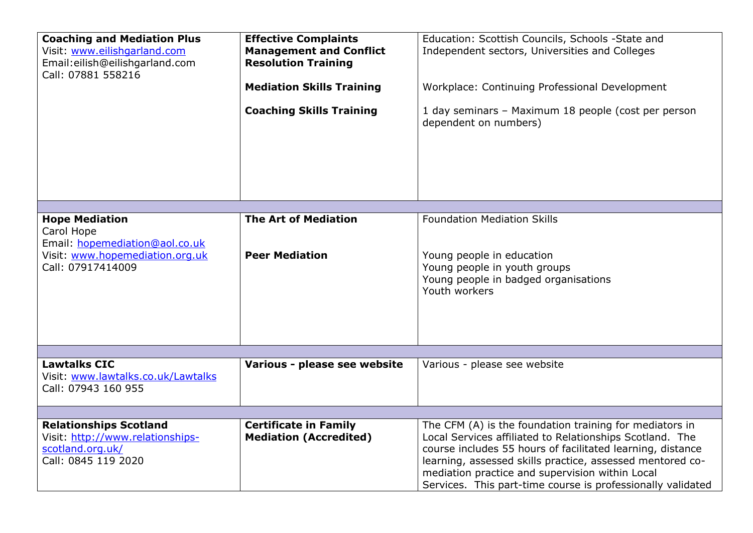| | | |
|---|---|---|
| **Coaching and Mediation Plus**<br>Visit: www.eilishgarland.com<br>Email:eilish@eilishgarland.com<br>Call: 07881 558216 | **Effective Complaints Management and Conflict Resolution Training**<br><br>**Mediation Skills Training**<br><br>**Coaching Skills Training** | Education: Scottish Councils, Schools -State and Independent sectors, Universities and Colleges<br><br>Workplace: Continuing Professional Development<br><br>1 day seminars – Maximum 18 people (cost per person dependent on numbers) |
| | | |
| **Hope Mediation**<br>Carol Hope<br>Email: hopemediation@aol.co.uk<br>Visit: www.hopemediation.org.uk<br>Call: 07917414009 | **The Art of Mediation**<br><br>**Peer Mediation** | Foundation Mediation Skills<br><br>Young people in education<br>Young people in youth groups<br>Young people in badged organisations<br>Youth workers |
| | | |
| **Lawtalks CIC**<br>Visit: www.lawtalks.co.uk/Lawtalks<br>Call: 07943 160 955 | **Various - please see website** | Various - please see website |
| | | |
| **Relationships Scotland**<br>Visit: http://www.relationships-scotland.org.uk/<br>Call: 0845 119 2020 | **Certificate in Family Mediation (Accredited)** | The CFM (A) is the foundation training for mediators in Local Services affiliated to Relationships Scotland. The course includes 55 hours of facilitated learning, distance learning, assessed skills practice, assessed mentored co-mediation practice and supervision within Local Services. This part-time course is professionally validated |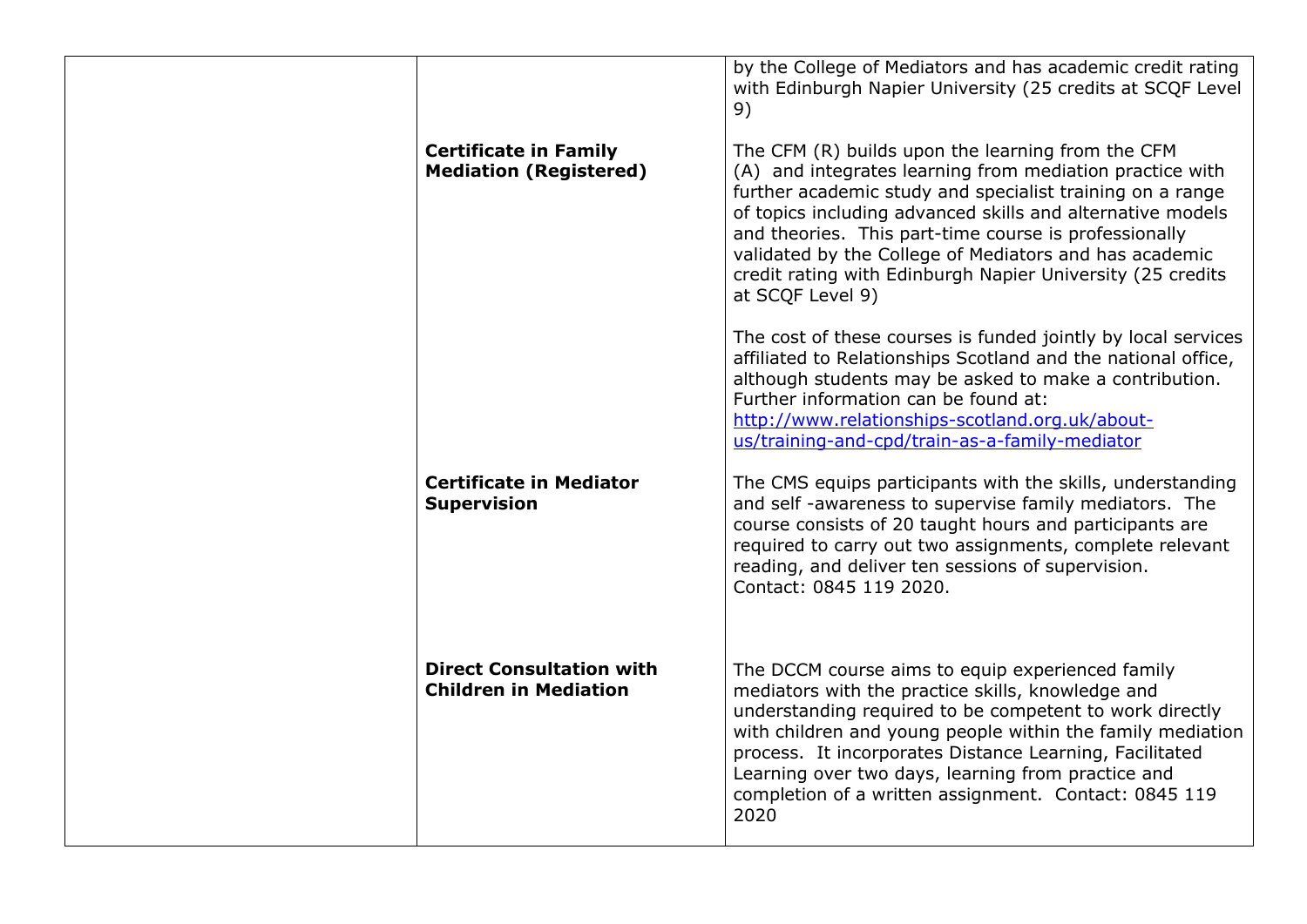|  |  |  |
|---|---|---|
|  |  | by the College of Mediators and has academic credit rating with Edinburgh Napier University (25 credits at SCQF Level 9) |
|  | **Certificate in Family Mediation (Registered)** | The CFM (R) builds upon the learning from the CFM (A) and integrates learning from mediation practice with further academic study and specialist training on a range of topics including advanced skills and alternative models and theories. This part-time course is professionally validated by the College of Mediators and has academic credit rating with Edinburgh Napier University (25 credits at SCQF Level 9)<br><br>The cost of these courses is funded jointly by local services affiliated to Relationships Scotland and the national office, although students may be asked to make a contribution. Further information can be found at: http://www.relationships-scotland.org.uk/about-us/training-and-cpd/train-as-a-family-mediator |
|  | **Certificate in Mediator Supervision** | The CMS equips participants with the skills, understanding and self -awareness to supervise family mediators. The course consists of 20 taught hours and participants are required to carry out two assignments, complete relevant reading, and deliver ten sessions of supervision. Contact: 0845 119 2020. |
|  | **Direct Consultation with Children in Mediation** | The DCCM course aims to equip experienced family mediators with the practice skills, knowledge and understanding required to be competent to work directly with children and young people within the family mediation process. It incorporates Distance Learning, Facilitated Learning over two days, learning from practice and completion of a written assignment. Contact: 0845 119 2020 |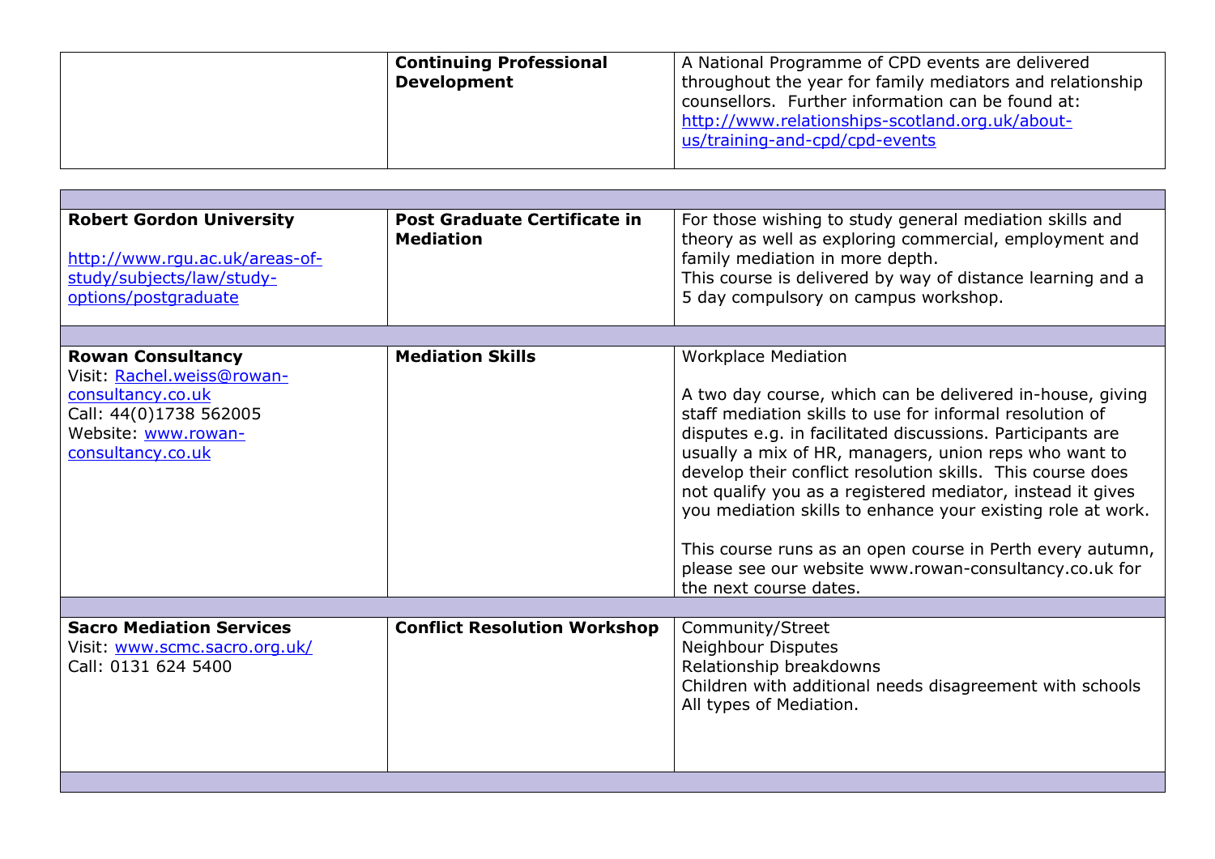| | | |
|---|---|---|
| | **Continuing Professional Development** | A National Programme of CPD events are delivered throughout the year for family mediators and relationship counsellors. Further information can be found at: http://www.relationships-scotland.org.uk/about-us/training-and-cpd/cpd-events |

| | | |
|---|---|---|
| | | |
| **Robert Gordon University**<br><br>http://www.rgu.ac.uk/areas-of-study/subjects/law/study-options/postgraduate | **Post Graduate Certificate in Mediation** | For those wishing to study general mediation skills and theory as well as exploring commercial, employment and family mediation in more depth.<br>This course is delivered by way of distance learning and a 5 day compulsory on campus workshop. |
| | | |
| **Rowan Consultancy**<br>Visit: Rachel.weiss@rowan-consultancy.co.uk<br>Call: 44(0)1738 562005<br>Website: www.rowan-consultancy.co.uk | **Mediation Skills** | Workplace Mediation<br><br>A two day course, which can be delivered in-house, giving staff mediation skills to use for informal resolution of disputes e.g. in facilitated discussions. Participants are usually a mix of HR, managers, union reps who want to develop their conflict resolution skills. This course does not qualify you as a registered mediator, instead it gives you mediation skills to enhance your existing role at work.<br><br>This course runs as an open course in Perth every autumn, please see our website www.rowan-consultancy.co.uk for the next course dates. |
| | | |
| **Sacro Mediation Services**<br>Visit: www.scmc.sacro.org.uk/<br>Call: 0131 624 5400 | **Conflict Resolution Workshop** | Community/Street<br>Neighbour Disputes<br>Relationship breakdowns<br>Children with additional needs disagreement with schools<br>All types of Mediation. |
| | | |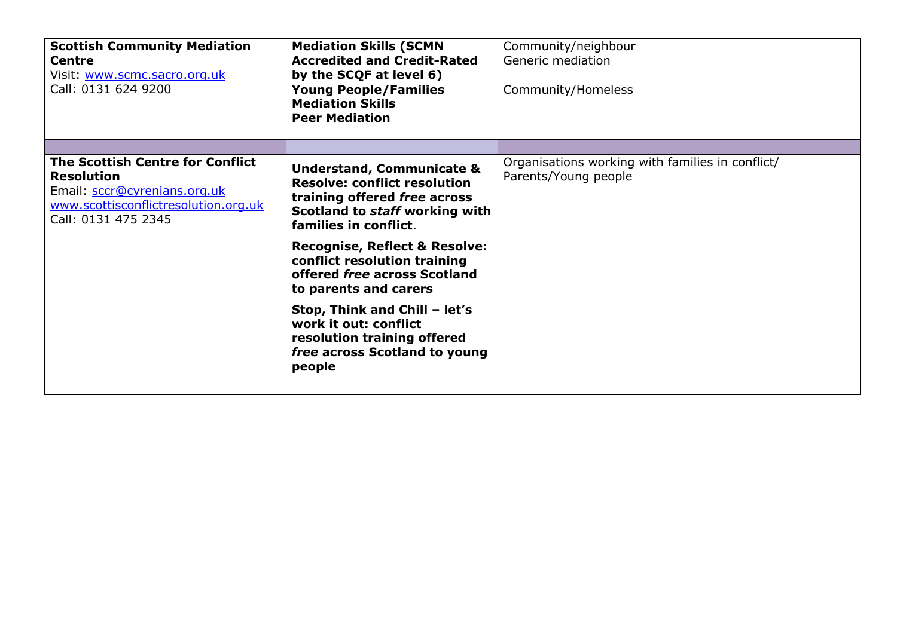| | | |
|---|---|---|
| **Scottish Community Mediation Centre**<br>Visit: www.scmc.sacro.org.uk<br>Call: 0131 624 9200 | **Mediation Skills (SCMN Accredited and Credit-Rated by the SCQF at level 6)**<br>**Young People/Families Mediation Skills**<br>**Peer Mediation** | Community/neighbour<br>Generic mediation<br><br>Community/Homeless |
| | | |
| **The Scottish Centre for Conflict Resolution**<br>Email: sccr@cyrenians.org.uk<br>www.scottisconflictresolution.org.uk<br>Call: 0131 475 2345 | **Understand, Communicate & Resolve: conflict resolution training offered *free* across Scotland to *staff* working with families in conflict.**<br><br>**Recognise, Reflect & Resolve: conflict resolution training offered *free* across Scotland to parents and carers**<br><br>**Stop, Think and Chill – let's work it out: conflict resolution training offered *free* across Scotland to young people** | Organisations working with families in conflict/ Parents/Young people |